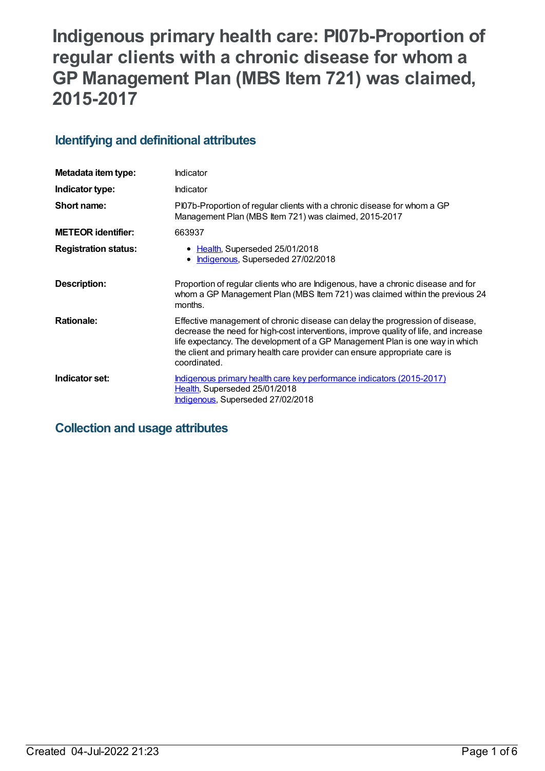# Indigenous primary health care: PI07b-Proportion of regular clients with a chronic disease for whom a GP Management Plan (MBS Item 721) was claimed, 2015-2017

## Identifying and definitional attributes

| | |
|---|---|
| **Metadata item type:** | Indicator |
| **Indicator type:** | Indicator |
| **Short name:** | PI07b-Proportion of regular clients with a chronic disease for whom a GP Management Plan (MBS Item 721) was claimed, 2015-2017 |
| **METEOR identifier:** | 663937 |
| **Registration status:** | • Health, Superseded 25/01/2018<br>• Indigenous, Superseded 27/02/2018 |
| **Description:** | Proportion of regular clients who are Indigenous, have a chronic disease and for whom a GP Management Plan (MBS Item 721) was claimed within the previous 24 months. |
| **Rationale:** | Effective management of chronic disease can delay the progression of disease, decrease the need for high-cost interventions, improve quality of life, and increase life expectancy. The development of a GP Management Plan is one way in which the client and primary health care provider can ensure appropriate care is coordinated. |
| **Indicator set:** | Indigenous primary health care key performance indicators (2015-2017)<br>Health, Superseded 25/01/2018<br>Indigenous, Superseded 27/02/2018 |

## Collection and usage attributes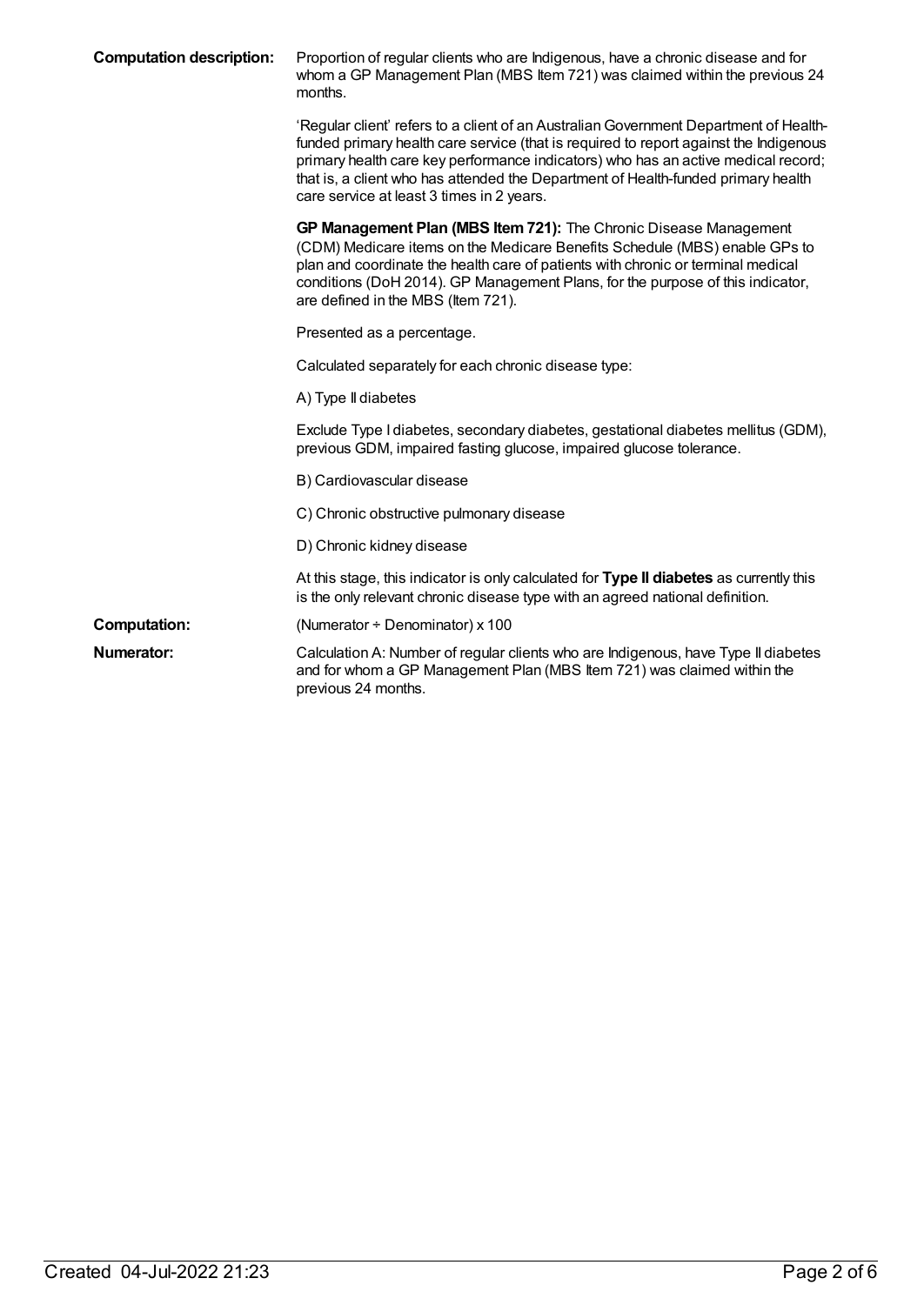**Computation description:** Proportion of regular clients who are Indigenous, have a chronic disease and for whom a GP Management Plan (MBS Item 721) was claimed within the previous 24 months.

'Regular client' refers to a client of an Australian Government Department of Health-funded primary health care service (that is required to report against the Indigenous primary health care key performance indicators) who has an active medical record; that is, a client who has attended the Department of Health-funded primary health care service at least 3 times in 2 years.

**GP Management Plan (MBS Item 721):** The Chronic Disease Management (CDM) Medicare items on the Medicare Benefits Schedule (MBS) enable GPs to plan and coordinate the health care of patients with chronic or terminal medical conditions (DoH 2014). GP Management Plans, for the purpose of this indicator, are defined in the MBS (Item 721).

Presented as a percentage.

Calculated separately for each chronic disease type:

A) Type II diabetes

Exclude Type I diabetes, secondary diabetes, gestational diabetes mellitus (GDM), previous GDM, impaired fasting glucose, impaired glucose tolerance.

B) Cardiovascular disease

C) Chronic obstructive pulmonary disease

D) Chronic kidney disease

At this stage, this indicator is only calculated for **Type II diabetes** as currently this is the only relevant chronic disease type with an agreed national definition.

**Computation:** (Numerator ÷ Denominator) x 100

**Numerator:** Calculation A: Number of regular clients who are Indigenous, have Type II diabetes and for whom a GP Management Plan (MBS Item 721) was claimed within the previous 24 months.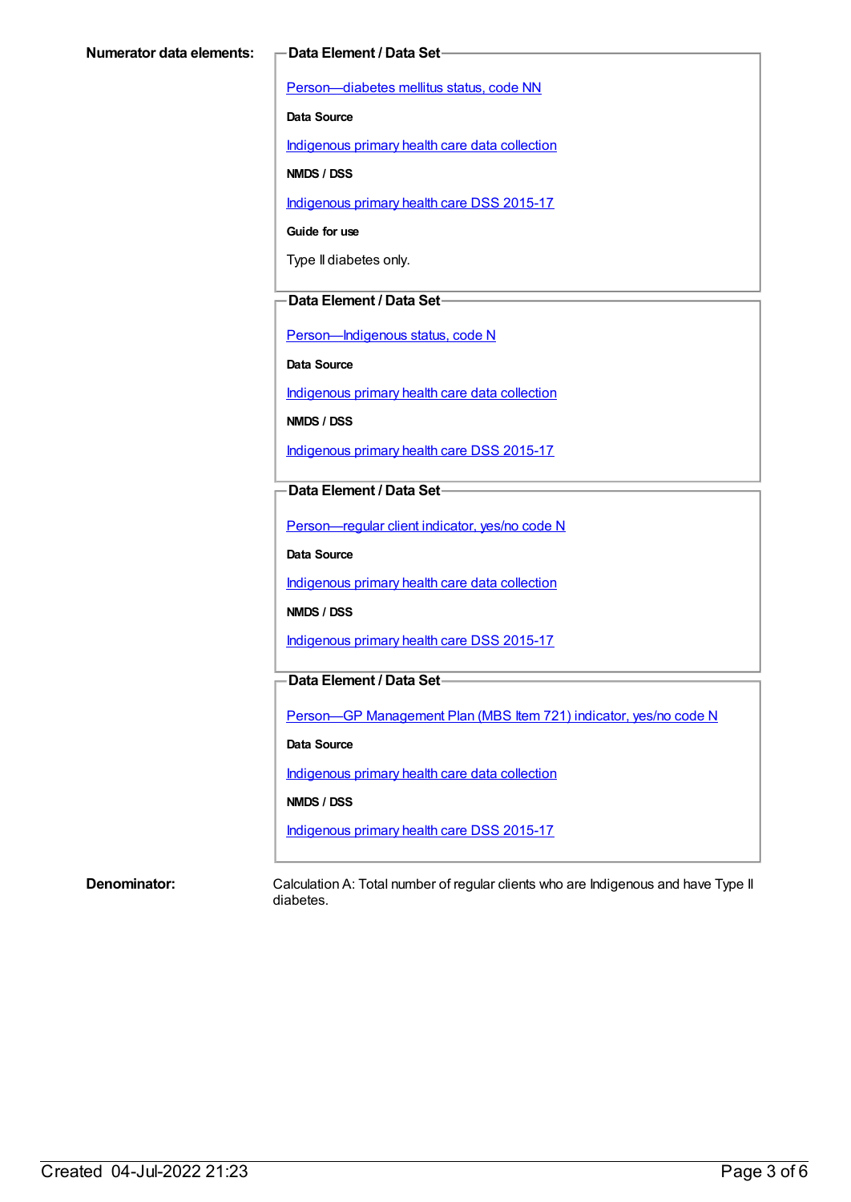**Numerator data elements:**

**Data Element / Data Set**

Person—diabetes mellitus status, code NN

**Data Source**

Indigenous primary health care data collection

**NMDS / DSS**

Indigenous primary health care DSS 2015-17

**Guide for use**

Type II diabetes only.

**Data Element / Data Set**

Person—Indigenous status, code N

**Data Source**

Indigenous primary health care data collection

**NMDS / DSS**

Indigenous primary health care DSS 2015-17

**Data Element / Data Set**

Person—regular client indicator, yes/no code N

**Data Source**

Indigenous primary health care data collection

**NMDS / DSS**

Indigenous primary health care DSS 2015-17

**Data Element / Data Set**

Person—GP Management Plan (MBS Item 721) indicator, yes/no code N

**Data Source**

Indigenous primary health care data collection

**NMDS / DSS**

Indigenous primary health care DSS 2015-17

**Denominator:**

Calculation A: Total number of regular clients who are Indigenous and have Type II diabetes.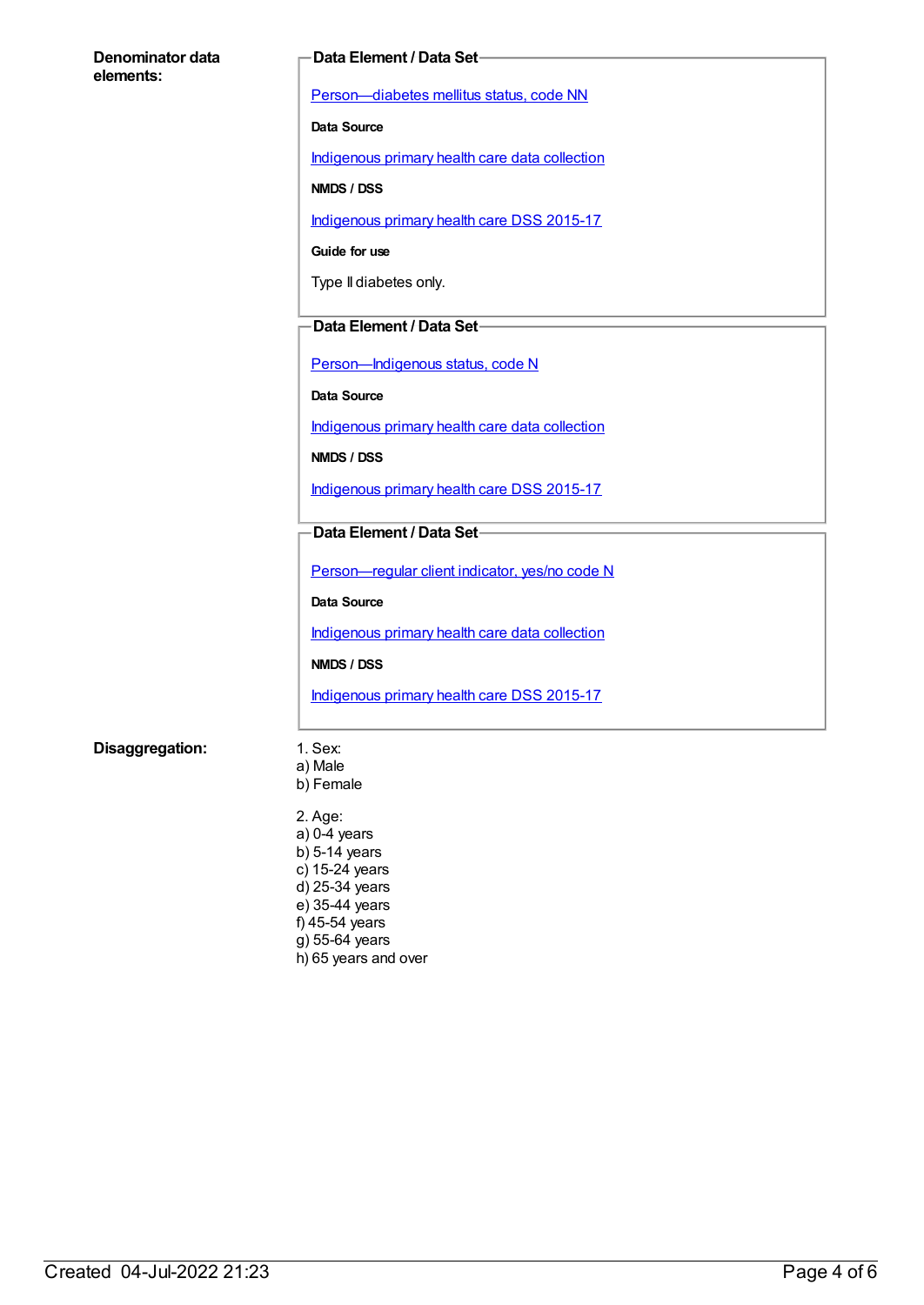**Denominator data elements:**

**Data Element / Data Set**

[Person—diabetes mellitus status, code NN]

**Data Source**

[Indigenous primary health care data collection]

**NMDS / DSS**

[Indigenous primary health care DSS 2015-17]

**Guide for use**

Type II diabetes only.

**Data Element / Data Set**

[Person—Indigenous status, code N]

**Data Source**

[Indigenous primary health care data collection]

**NMDS / DSS**

[Indigenous primary health care DSS 2015-17]

**Data Element / Data Set**

[Person—regular client indicator, yes/no code N]

**Data Source**

[Indigenous primary health care data collection]

**NMDS / DSS**

[Indigenous primary health care DSS 2015-17]

**Disaggregation:**

1. Sex:
a) Male
b) Female

2. Age:
a) 0-4 years
b) 5-14 years
c) 15-24 years
d) 25-34 years
e) 35-44 years
f) 45-54 years
g) 55-64 years
h) 65 years and over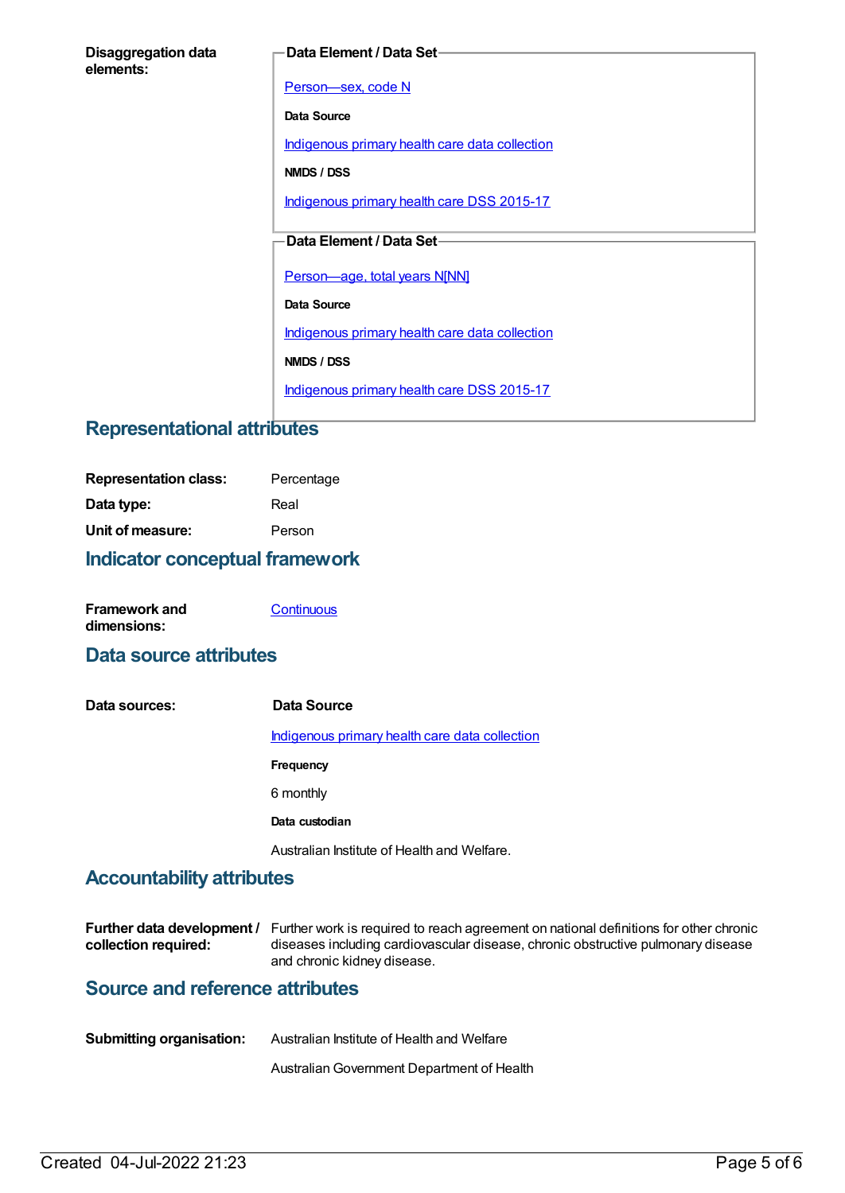**Disaggregation data elements:**

**Data Element / Data Set**

Person—sex, code N

**Data Source**

Indigenous primary health care data collection

**NMDS / DSS**

Indigenous primary health care DSS 2015-17

**Data Element / Data Set**

Person—age, total years N[NN]

**Data Source**

Indigenous primary health care data collection

**NMDS / DSS**

Indigenous primary health care DSS 2015-17

## Representational attributes

**Representation class:** Percentage

**Data type:** Real

**Unit of measure:** Person

## Indicator conceptual framework

**Framework and dimensions:** Continuous

## Data source attributes

**Data sources:**

**Data Source**

Indigenous primary health care data collection

**Frequency**

6 monthly

**Data custodian**

Australian Institute of Health and Welfare.

## Accountability attributes

**Further data development / collection required:** Further work is required to reach agreement on national definitions for other chronic diseases including cardiovascular disease, chronic obstructive pulmonary disease and chronic kidney disease.

## Source and reference attributes

**Submitting organisation:** Australian Institute of Health and Welfare

Australian Government Department of Health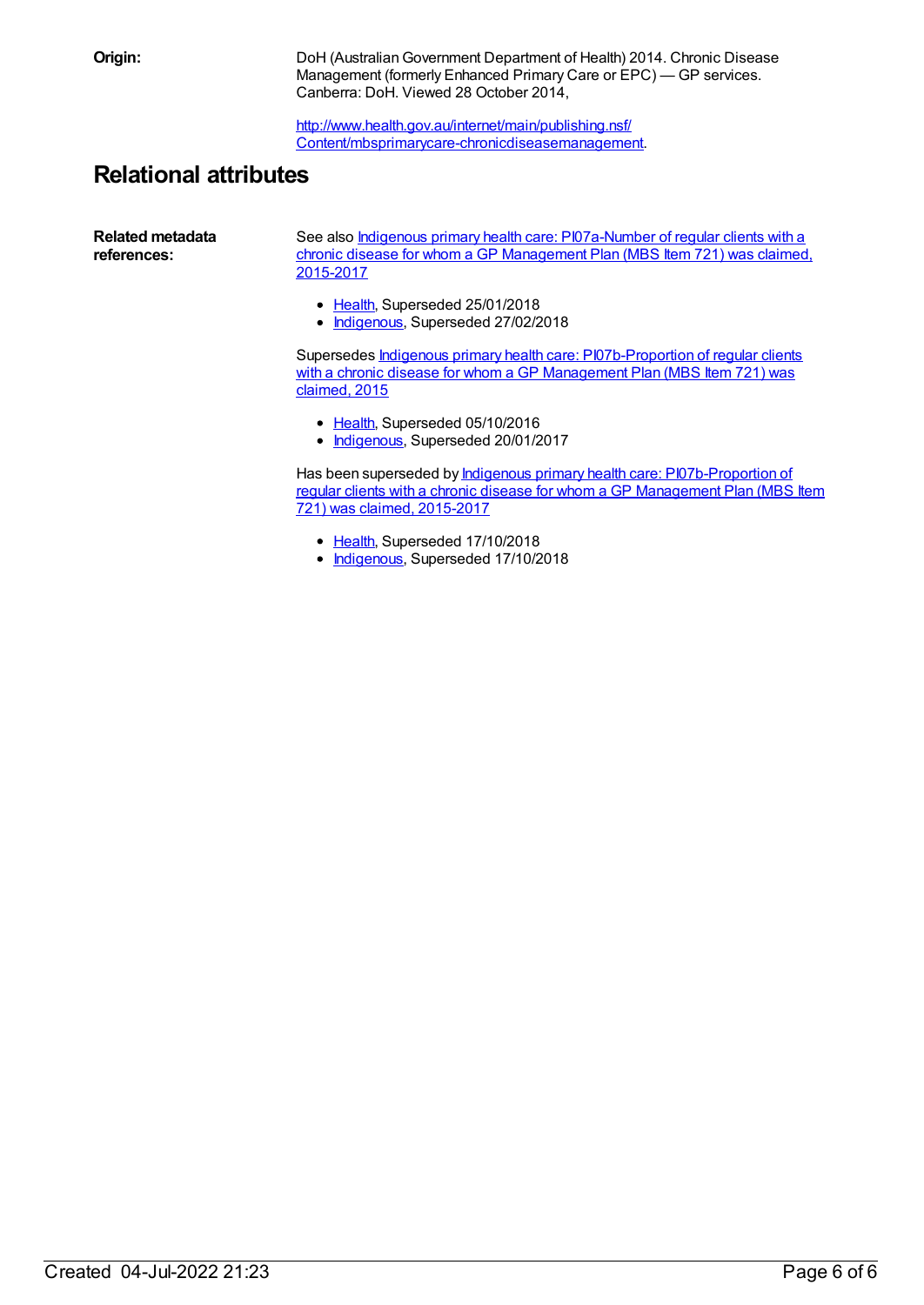**Origin:** DoH (Australian Government Department of Health) 2014. Chronic Disease Management (formerly Enhanced Primary Care or EPC) — GP services. Canberra: DoH. Viewed 28 October 2014,

http://www.health.gov.au/internet/main/publishing.nsf/Content/mbsprimarycare-chronicdiseasemanagement.

## Relational attributes

**Related metadata references:**

See also Indigenous primary health care: PI07a-Number of regular clients with a chronic disease for whom a GP Management Plan (MBS Item 721) was claimed, 2015-2017

- Health, Superseded 25/01/2018
- Indigenous, Superseded 27/02/2018

Supersedes Indigenous primary health care: PI07b-Proportion of regular clients with a chronic disease for whom a GP Management Plan (MBS Item 721) was claimed, 2015

- Health, Superseded 05/10/2016
- Indigenous, Superseded 20/01/2017

Has been superseded by Indigenous primary health care: PI07b-Proportion of regular clients with a chronic disease for whom a GP Management Plan (MBS Item 721) was claimed, 2015-2017

- Health, Superseded 17/10/2018
- Indigenous, Superseded 17/10/2018